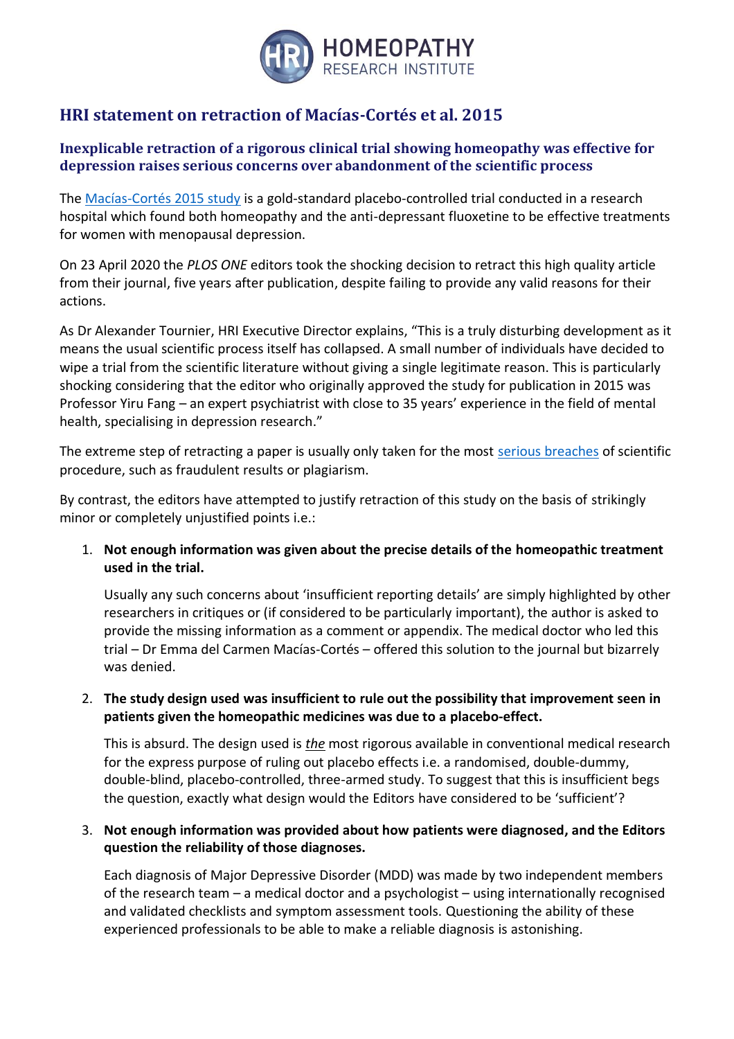HOMEOPATHY RESEARCH INSTITUTE

# HRI statement on retraction of Macías-Cortés et al. 2015

## Inexplicable retraction of a rigorous clinical trial showing homeopathy was effective for depression raises serious concerns over abandonment of the scientific process

The [Macías-Cortés 2015 study] is a gold-standard placebo-controlled trial conducted in a research hospital which found both homeopathy and the anti-depressant fluoxetine to be effective treatments for women with menopausal depression.

On 23 April 2020 the *PLOS ONE* editors took the shocking decision to retract this high quality article from their journal, five years after publication, despite failing to provide any valid reasons for their actions.

As Dr Alexander Tournier, HRI Executive Director explains, "This is a truly disturbing development as it means the usual scientific process itself has collapsed. A small number of individuals have decided to wipe a trial from the scientific literature without giving a single legitimate reason. This is particularly shocking considering that the editor who originally approved the study for publication in 2015 was Professor Yiru Fang – an expert psychiatrist with close to 35 years' experience in the field of mental health, specialising in depression research."

The extreme step of retracting a paper is usually only taken for the most [serious breaches] of scientific procedure, such as fraudulent results or plagiarism.

By contrast, the editors have attempted to justify retraction of this study on the basis of strikingly minor or completely unjustified points i.e.:

1. **Not enough information was given about the precise details of the homeopathic treatment used in the trial.**

   Usually any such concerns about 'insufficient reporting details' are simply highlighted by other researchers in critiques or (if considered to be particularly important), the author is asked to provide the missing information as a comment or appendix. The medical doctor who led this trial – Dr Emma del Carmen Macías-Cortés – offered this solution to the journal but bizarrely was denied.

2. **The study design used was insufficient to rule out the possibility that improvement seen in patients given the homeopathic medicines was due to a placebo-effect.**

   This is absurd. The design used is ***the*** most rigorous available in conventional medical research for the express purpose of ruling out placebo effects i.e. a randomised, double-dummy, double-blind, placebo-controlled, three-armed study. To suggest that this is insufficient begs the question, exactly what design would the Editors have considered to be 'sufficient'?

3. **Not enough information was provided about how patients were diagnosed, and the Editors question the reliability of those diagnoses.**

   Each diagnosis of Major Depressive Disorder (MDD) was made by two independent members of the research team – a medical doctor and a psychologist – using internationally recognised and validated checklists and symptom assessment tools. Questioning the ability of these experienced professionals to be able to make a reliable diagnosis is astonishing.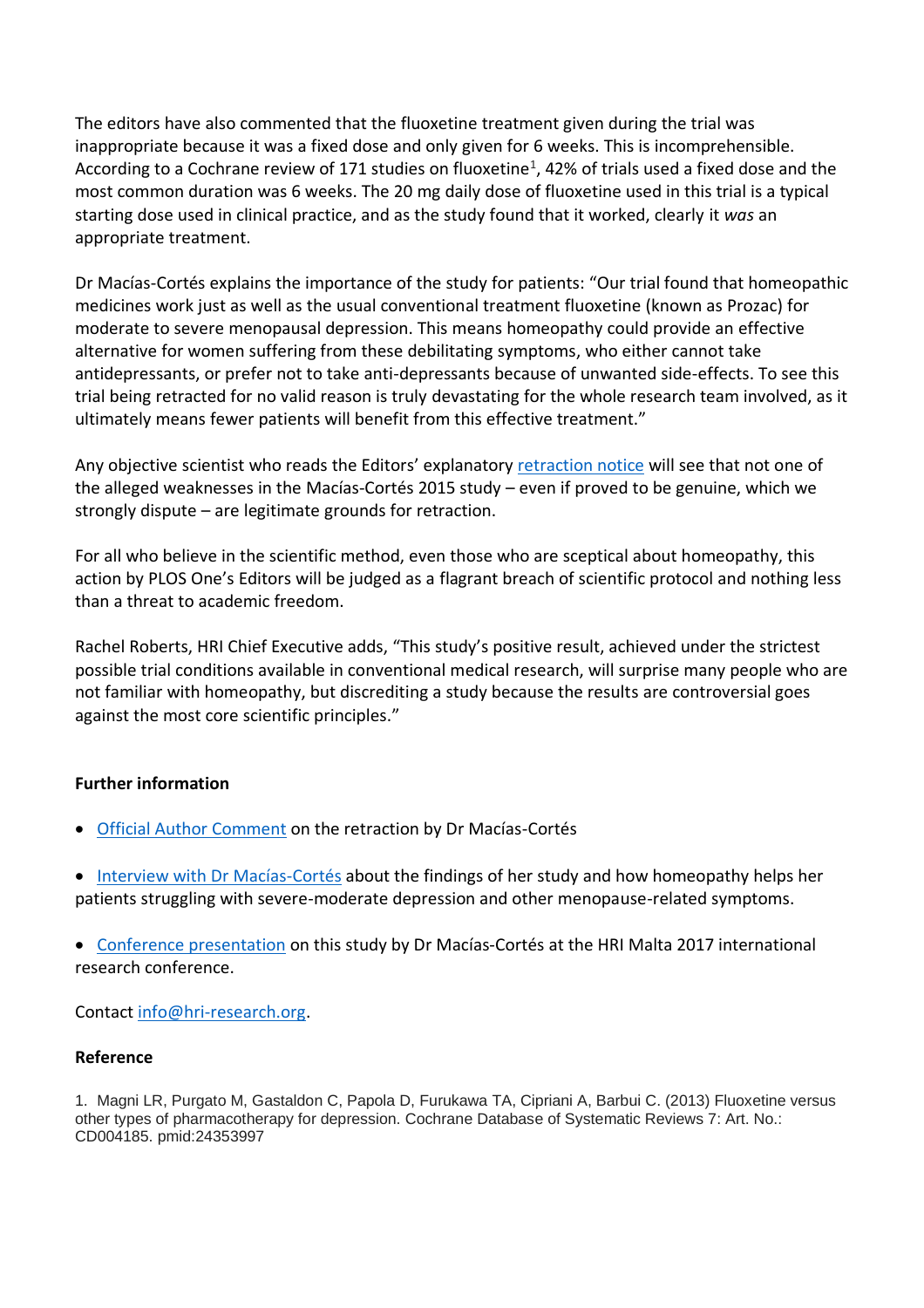The editors have also commented that the fluoxetine treatment given during the trial was inappropriate because it was a fixed dose and only given for 6 weeks. This is incomprehensible. According to a Cochrane review of 171 studies on fluoxetine[1], 42% of trials used a fixed dose and the most common duration was 6 weeks. The 20 mg daily dose of fluoxetine used in this trial is a typical starting dose used in clinical practice, and as the study found that it worked, clearly it *was* an appropriate treatment.

Dr Macías-Cortés explains the importance of the study for patients: "Our trial found that homeopathic medicines work just as well as the usual conventional treatment fluoxetine (known as Prozac) for moderate to severe menopausal depression. This means homeopathy could provide an effective alternative for women suffering from these debilitating symptoms, who either cannot take antidepressants, or prefer not to take anti-depressants because of unwanted side-effects. To see this trial being retracted for no valid reason is truly devastating for the whole research team involved, as it ultimately means fewer patients will benefit from this effective treatment."

Any objective scientist who reads the Editors' explanatory [retraction notice] will see that not one of the alleged weaknesses in the Macías-Cortés 2015 study – even if proved to be genuine, which we strongly dispute – are legitimate grounds for retraction.

For all who believe in the scientific method, even those who are sceptical about homeopathy, this action by PLOS One's Editors will be judged as a flagrant breach of scientific protocol and nothing less than a threat to academic freedom.

Rachel Roberts, HRI Chief Executive adds, "This study's positive result, achieved under the strictest possible trial conditions available in conventional medical research, will surprise many people who are not familiar with homeopathy, but discrediting a study because the results are controversial goes against the most core scientific principles."

**Further information**

- Official Author Comment on the retraction by Dr Macías-Cortés
- Interview with Dr Macías-Cortés about the findings of her study and how homeopathy helps her patients struggling with severe-moderate depression and other menopause-related symptoms.
- Conference presentation on this study by Dr Macías-Cortés at the HRI Malta 2017 international research conference.

Contact info@hri-research.org.

**Reference**

1. Magni LR, Purgato M, Gastaldon C, Papola D, Furukawa TA, Cipriani A, Barbui C. (2013) Fluoxetine versus other types of pharmacotherapy for depression. Cochrane Database of Systematic Reviews 7: Art. No.: CD004185. pmid:24353997